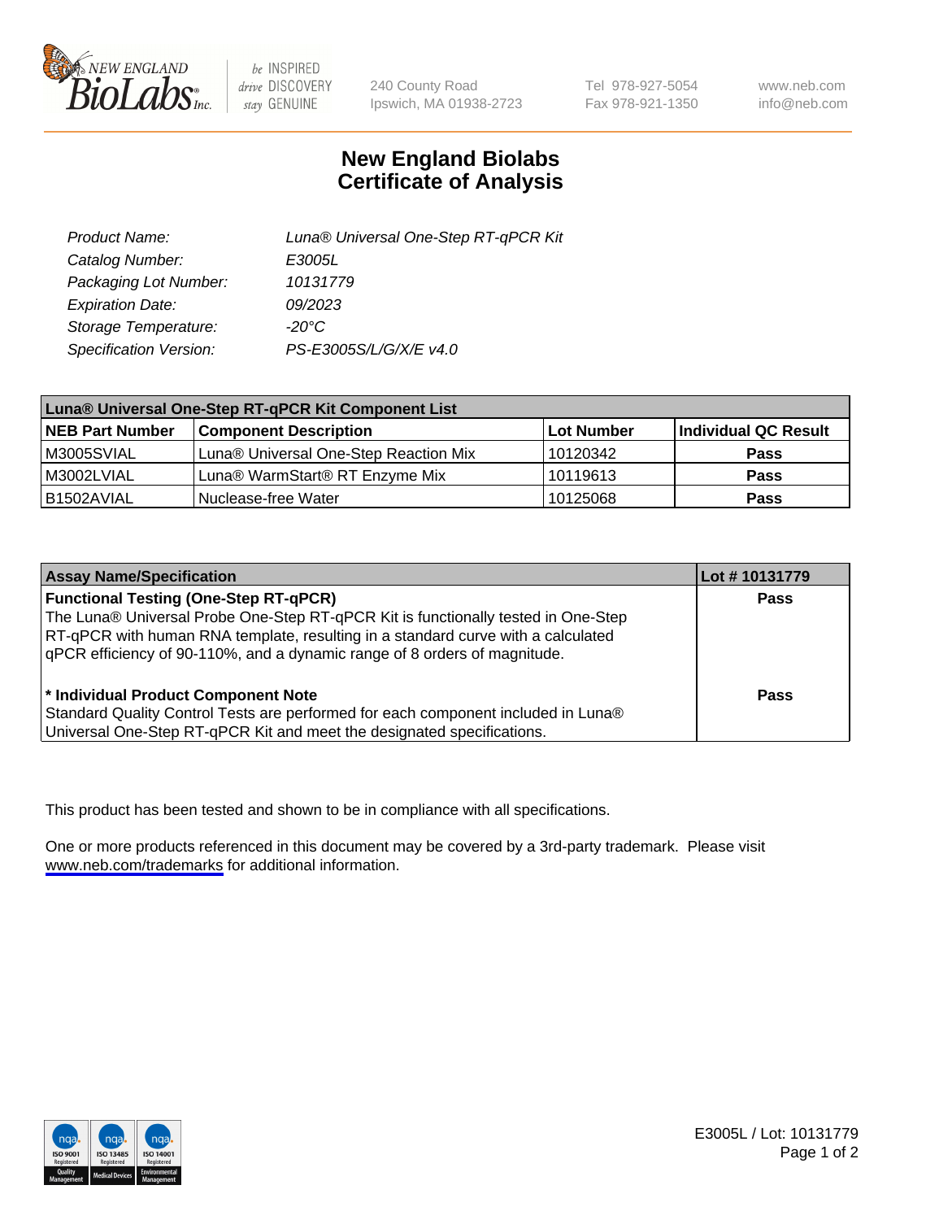NEW ENGLAND BioLabs Inc. — be INSPIRED drive DISCOVERY stay GENUINE

240 County Road
Ipswich, MA 01938-2723

Tel 978-927-5054
Fax 978-921-1350

www.neb.com
info@neb.com

# New England Biolabs
# Certificate of Analysis

| | |
|---|---|
| *Product Name:* | *Luna® Universal One-Step RT-qPCR Kit* |
| *Catalog Number:* | *E3005L* |
| *Packaging Lot Number:* | *10131779* |
| *Expiration Date:* | *09/2023* |
| *Storage Temperature:* | *-20°C* |
| *Specification Version:* | *PS-E3005S/L/G/X/E v4.0* |

| **Luna® Universal One-Step RT-qPCR Kit Component List** | | | |
|---|---|---|---|
| **NEB Part Number** | **Component Description** | **Lot Number** | **Individual QC Result** |
| M3005SVIAL | Luna® Universal One-Step Reaction Mix | 10120342 | **Pass** |
| M3002LVIAL | Luna® WarmStart® RT Enzyme Mix | 10119613 | **Pass** |
| B1502AVIAL | Nuclease-free Water | 10125068 | **Pass** |

| **Assay Name/Specification** | **Lot # 10131779** |
|---|---|
| **Functional Testing (One-Step RT-qPCR)** The Luna® Universal Probe One-Step RT-qPCR Kit is functionally tested in One-Step RT-qPCR with human RNA template, resulting in a standard curve with a calculated qPCR efficiency of 90-110%, and a dynamic range of 8 orders of magnitude. | **Pass** |
| **\* Individual Product Component Note** Standard Quality Control Tests are performed for each component included in Luna® Universal One-Step RT-qPCR Kit and meet the designated specifications. | **Pass** |

This product has been tested and shown to be in compliance with all specifications.

One or more products referenced in this document may be covered by a 3rd-party trademark. Please visit www.neb.com/trademarks for additional information.

E3005L / Lot: 10131779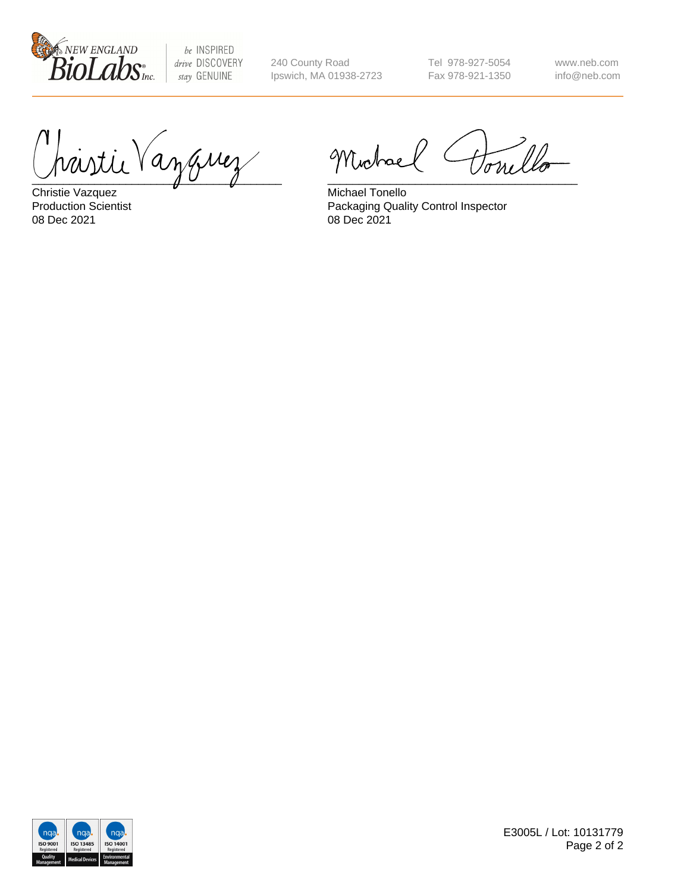Christie Vazquez
Production Scientist
08 Dec 2021

Michael Tonello
Packaging Quality Control Inspector
08 Dec 2021

E3005L / Lot: 10131779